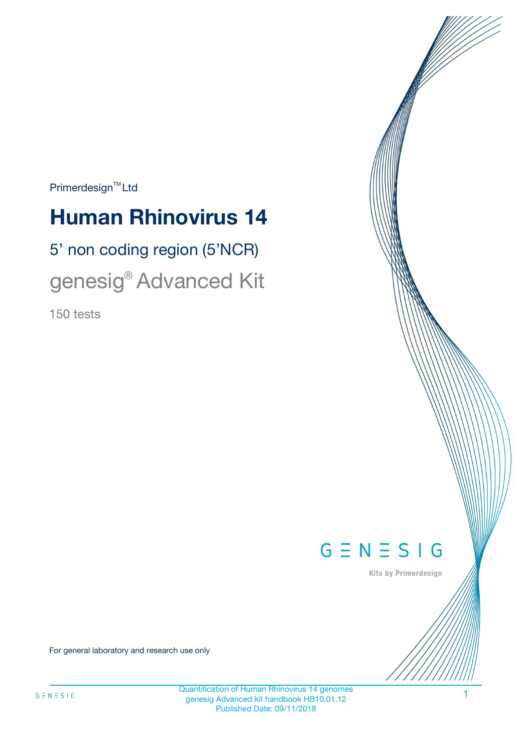Primerdesign™ Ltd

# Human Rhinovirus 14

## 5' non coding region (5'NCR)

## genesig® Advanced Kit

150 tests

GENESIG

Kits by Primerdesign

For general laboratory and research use only

Quantification of Human Rhinovirus 14 genomes
genesig Advanced kit handbook HB10.01.12
Published Date: 09/11/2018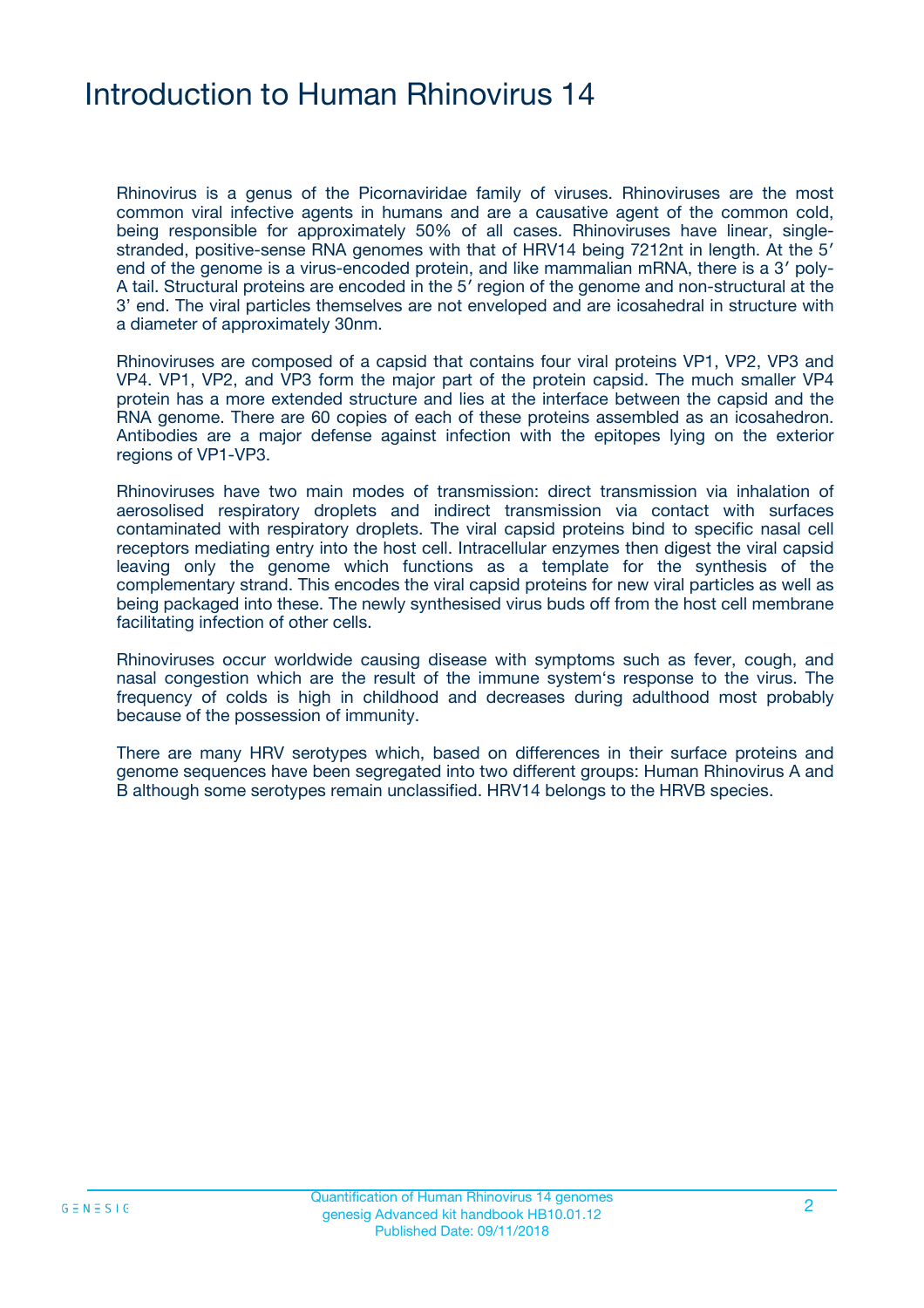# Introduction to Human Rhinovirus 14

Rhinovirus is a genus of the Picornaviridae family of viruses. Rhinoviruses are the most common viral infective agents in humans and are a causative agent of the common cold, being responsible for approximately 50% of all cases. Rhinoviruses have linear, single-stranded, positive-sense RNA genomes with that of HRV14 being 7212nt in length. At the 5′ end of the genome is a virus-encoded protein, and like mammalian mRNA, there is a 3′ poly-A tail. Structural proteins are encoded in the 5′ region of the genome and non-structural at the 3′ end. The viral particles themselves are not enveloped and are icosahedral in structure with a diameter of approximately 30nm.

Rhinoviruses are composed of a capsid that contains four viral proteins VP1, VP2, VP3 and VP4. VP1, VP2, and VP3 form the major part of the protein capsid. The much smaller VP4 protein has a more extended structure and lies at the interface between the capsid and the RNA genome. There are 60 copies of each of these proteins assembled as an icosahedron. Antibodies are a major defense against infection with the epitopes lying on the exterior regions of VP1-VP3.

Rhinoviruses have two main modes of transmission: direct transmission via inhalation of aerosolised respiratory droplets and indirect transmission via contact with surfaces contaminated with respiratory droplets. The viral capsid proteins bind to specific nasal cell receptors mediating entry into the host cell. Intracellular enzymes then digest the viral capsid leaving only the genome which functions as a template for the synthesis of the complementary strand. This encodes the viral capsid proteins for new viral particles as well as being packaged into these. The newly synthesised virus buds off from the host cell membrane facilitating infection of other cells.

Rhinoviruses occur worldwide causing disease with symptoms such as fever, cough, and nasal congestion which are the result of the immune system's response to the virus. The frequency of colds is high in childhood and decreases during adulthood most probably because of the possession of immunity.

There are many HRV serotypes which, based on differences in their surface proteins and genome sequences have been segregated into two different groups: Human Rhinovirus A and B although some serotypes remain unclassified. HRV14 belongs to the HRVB species.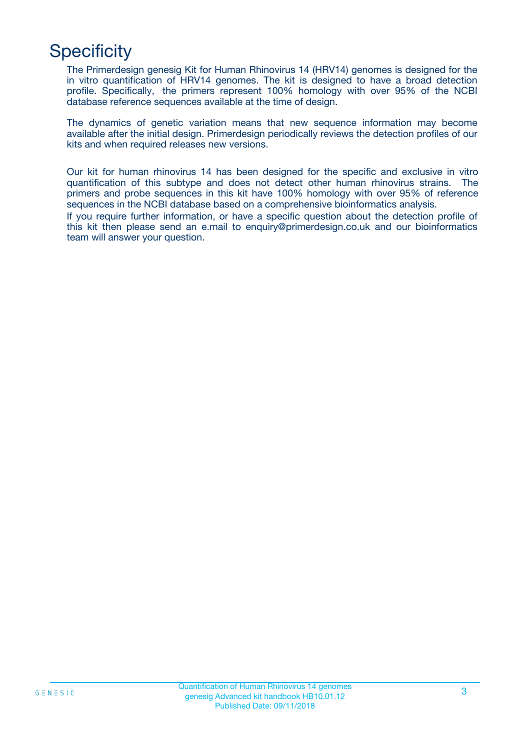# Specificity

The Primerdesign genesig Kit for Human Rhinovirus 14 (HRV14) genomes is designed for the in vitro quantification of HRV14 genomes. The kit is designed to have a broad detection profile. Specifically, the primers represent 100% homology with over 95% of the NCBI database reference sequences available at the time of design.

The dynamics of genetic variation means that new sequence information may become available after the initial design. Primerdesign periodically reviews the detection profiles of our kits and when required releases new versions.

Our kit for human rhinovirus 14 has been designed for the specific and exclusive in vitro quantification of this subtype and does not detect other human rhinovirus strains. The primers and probe sequences in this kit have 100% homology with over 95% of reference sequences in the NCBI database based on a comprehensive bioinformatics analysis.

If you require further information, or have a specific question about the detection profile of this kit then please send an e.mail to enquiry@primerdesign.co.uk and our bioinformatics team will answer your question.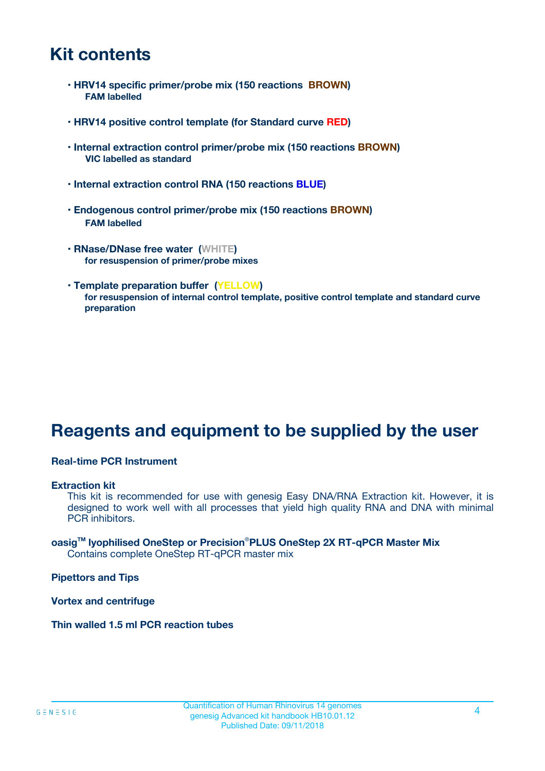# Kit contents

- **HRV14 specific primer/probe mix (150 reactions BROWN)**
  **FAM labelled**

- **HRV14 positive control template (for Standard curve RED)**

- **Internal extraction control primer/probe mix (150 reactions BROWN)**
  **VIC labelled as standard**

- **Internal extraction control RNA (150 reactions BLUE)**

- **Endogenous control primer/probe mix (150 reactions BROWN)**
  **FAM labelled**

- **RNase/DNase free water (WHITE)**
  **for resuspension of primer/probe mixes**

- **Template preparation buffer (YELLOW)**
  **for resuspension of internal control template, positive control template and standard curve preparation**

# Reagents and equipment to be supplied by the user

**Real-time PCR Instrument**

**Extraction kit**
This kit is recommended for use with genesig Easy DNA/RNA Extraction kit. However, it is designed to work well with all processes that yield high quality RNA and DNA with minimal PCR inhibitors.

**oasig™ lyophilised OneStep or Precision®PLUS OneStep 2X RT-qPCR Master Mix**
Contains complete OneStep RT-qPCR master mix

**Pipettors and Tips**

**Vortex and centrifuge**

**Thin walled 1.5 ml PCR reaction tubes**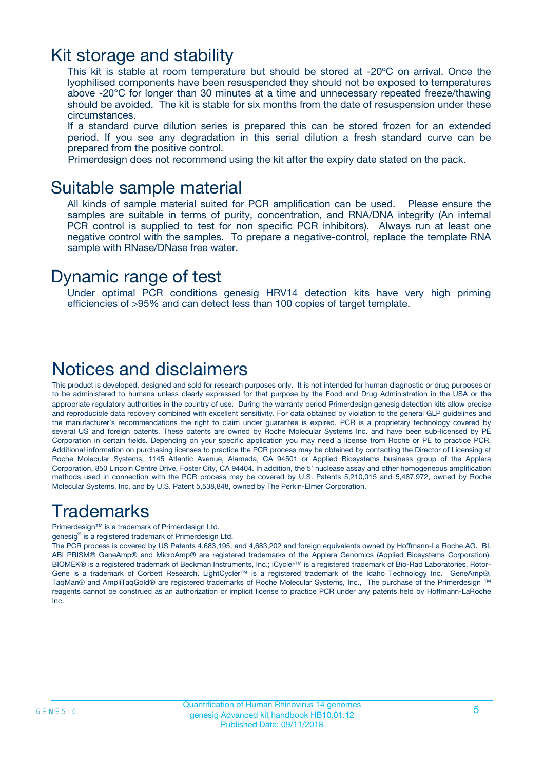# Kit storage and stability

This kit is stable at room temperature but should be stored at -20ºC on arrival. Once the lyophilised components have been resuspended they should not be exposed to temperatures above -20°C for longer than 30 minutes at a time and unnecessary repeated freeze/thawing should be avoided. The kit is stable for six months from the date of resuspension under these circumstances.

If a standard curve dilution series is prepared this can be stored frozen for an extended period. If you see any degradation in this serial dilution a fresh standard curve can be prepared from the positive control.

Primerdesign does not recommend using the kit after the expiry date stated on the pack.

# Suitable sample material

All kinds of sample material suited for PCR amplification can be used. Please ensure the samples are suitable in terms of purity, concentration, and RNA/DNA integrity (An internal PCR control is supplied to test for non specific PCR inhibitors). Always run at least one negative control with the samples. To prepare a negative-control, replace the template RNA sample with RNase/DNase free water.

# Dynamic range of test

Under optimal PCR conditions genesig HRV14 detection kits have very high priming efficiencies of >95% and can detect less than 100 copies of target template.

# Notices and disclaimers

This product is developed, designed and sold for research purposes only. It is not intended for human diagnostic or drug purposes or to be administered to humans unless clearly expressed for that purpose by the Food and Drug Administration in the USA or the appropriate regulatory authorities in the country of use. During the warranty period Primerdesign genesig detection kits allow precise and reproducible data recovery combined with excellent sensitivity. For data obtained by violation to the general GLP guidelines and the manufacturer's recommendations the right to claim under guarantee is expired. PCR is a proprietary technology covered by several US and foreign patents. These patents are owned by Roche Molecular Systems Inc. and have been sub-licensed by PE Corporation in certain fields. Depending on your specific application you may need a license from Roche or PE to practice PCR. Additional information on purchasing licenses to practice the PCR process may be obtained by contacting the Director of Licensing at Roche Molecular Systems, 1145 Atlantic Avenue, Alameda, CA 94501 or Applied Biosystems business group of the Applera Corporation, 850 Lincoln Centre Drive, Foster City, CA 94404. In addition, the 5' nuclease assay and other homogeneous amplification methods used in connection with the PCR process may be covered by U.S. Patents 5,210,015 and 5,487,972, owned by Roche Molecular Systems, Inc, and by U.S. Patent 5,538,848, owned by The Perkin-Elmer Corporation.

# Trademarks

Primerdesign™ is a trademark of Primerdesign Ltd.

genesig® is a registered trademark of Primerdesign Ltd.

The PCR process is covered by US Patents 4,683,195, and 4,683,202 and foreign equivalents owned by Hoffmann-La Roche AG. BI, ABI PRISM® GeneAmp® and MicroAmp® are registered trademarks of the Applera Genomics (Applied Biosystems Corporation). BIOMEK® is a registered trademark of Beckman Instruments, Inc.; iCycler™ is a registered trademark of Bio-Rad Laboratories, Rotor-Gene is a trademark of Corbett Research. LightCycler™ is a registered trademark of the Idaho Technology Inc. GeneAmp®, TaqMan® and AmpliTaqGold® are registered trademarks of Roche Molecular Systems, Inc., The purchase of the Primerdesign ™ reagents cannot be construed as an authorization or implicit license to practice PCR under any patents held by Hoffmann-LaRoche Inc.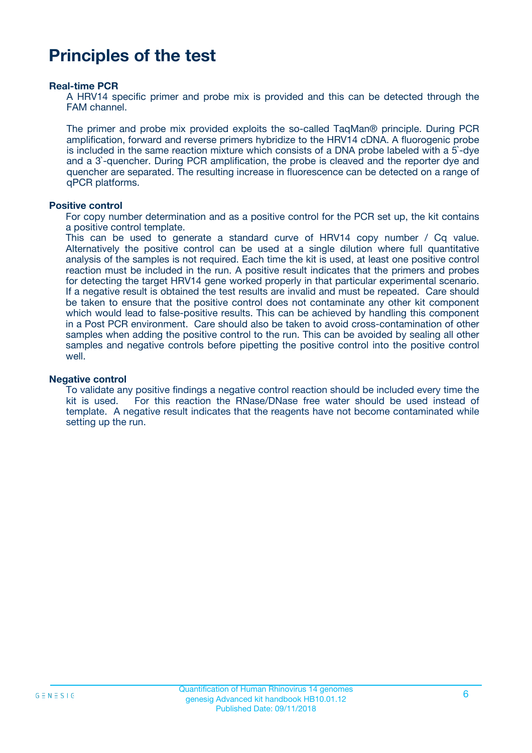# Principles of the test

**Real-time PCR**

A HRV14 specific primer and probe mix is provided and this can be detected through the FAM channel.

The primer and probe mix provided exploits the so-called TaqMan® principle. During PCR amplification, forward and reverse primers hybridize to the HRV14 cDNA. A fluorogenic probe is included in the same reaction mixture which consists of a DNA probe labeled with a 5`-dye and a 3`-quencher. During PCR amplification, the probe is cleaved and the reporter dye and quencher are separated. The resulting increase in fluorescence can be detected on a range of qPCR platforms.

**Positive control**

For copy number determination and as a positive control for the PCR set up, the kit contains a positive control template.
This can be used to generate a standard curve of HRV14 copy number / Cq value. Alternatively the positive control can be used at a single dilution where full quantitative analysis of the samples is not required. Each time the kit is used, at least one positive control reaction must be included in the run. A positive result indicates that the primers and probes for detecting the target HRV14 gene worked properly in that particular experimental scenario. If a negative result is obtained the test results are invalid and must be repeated. Care should be taken to ensure that the positive control does not contaminate any other kit component which would lead to false-positive results. This can be achieved by handling this component in a Post PCR environment. Care should also be taken to avoid cross-contamination of other samples when adding the positive control to the run. This can be avoided by sealing all other samples and negative controls before pipetting the positive control into the positive control well.

**Negative control**

To validate any positive findings a negative control reaction should be included every time the kit is used. For this reaction the RNase/DNase free water should be used instead of template. A negative result indicates that the reagents have not become contaminated while setting up the run.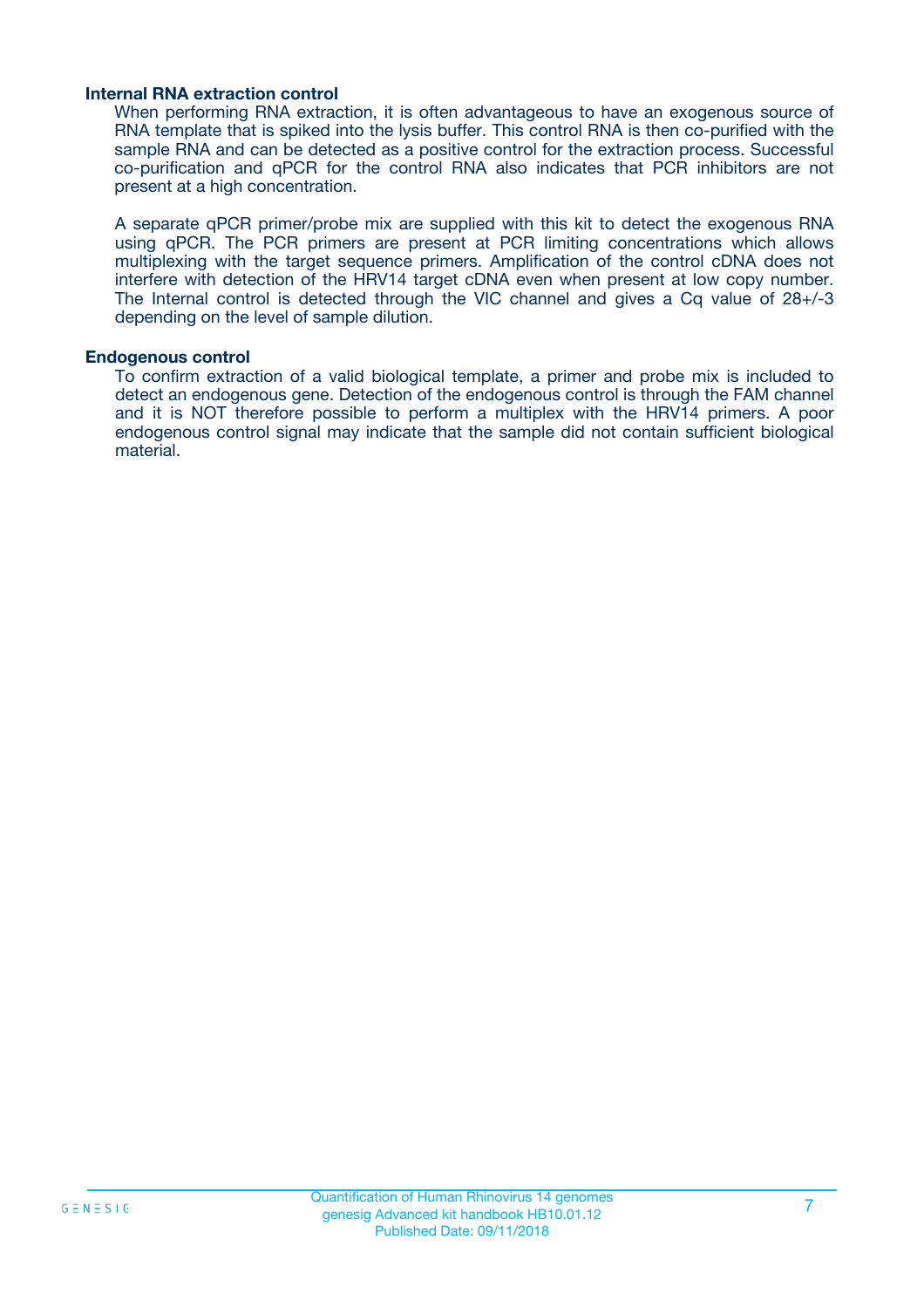### Internal RNA extraction control

When performing RNA extraction, it is often advantageous to have an exogenous source of RNA template that is spiked into the lysis buffer. This control RNA is then co-purified with the sample RNA and can be detected as a positive control for the extraction process. Successful co-purification and qPCR for the control RNA also indicates that PCR inhibitors are not present at a high concentration.

A separate qPCR primer/probe mix are supplied with this kit to detect the exogenous RNA using qPCR. The PCR primers are present at PCR limiting concentrations which allows multiplexing with the target sequence primers. Amplification of the control cDNA does not interfere with detection of the HRV14 target cDNA even when present at low copy number. The Internal control is detected through the VIC channel and gives a Cq value of 28+/-3 depending on the level of sample dilution.

### Endogenous control

To confirm extraction of a valid biological template, a primer and probe mix is included to detect an endogenous gene. Detection of the endogenous control is through the FAM channel and it is NOT therefore possible to perform a multiplex with the HRV14 primers. A poor endogenous control signal may indicate that the sample did not contain sufficient biological material.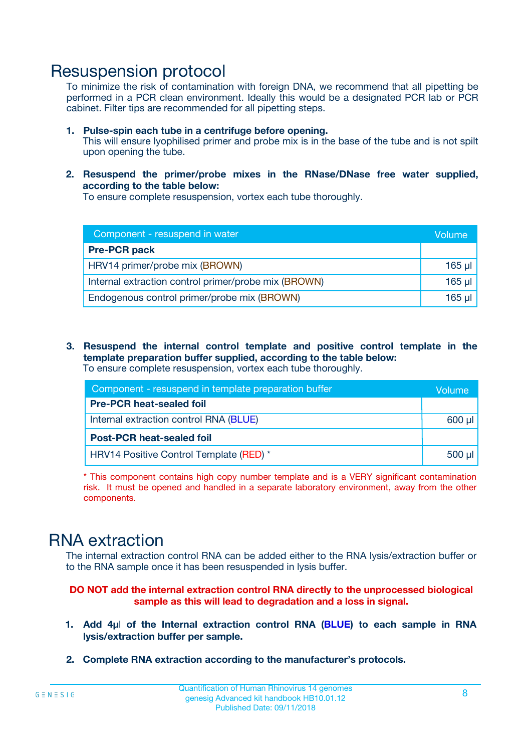# Resuspension protocol

To minimize the risk of contamination with foreign DNA, we recommend that all pipetting be performed in a PCR clean environment. Ideally this would be a designated PCR lab or PCR cabinet. Filter tips are recommended for all pipetting steps.

1. **Pulse-spin each tube in a centrifuge before opening.**
   This will ensure lyophilised primer and probe mix is in the base of the tube and is not spilt upon opening the tube.

2. **Resuspend the primer/probe mixes in the RNase/DNase free water supplied, according to the table below:**
   To ensure complete resuspension, vortex each tube thoroughly.

| Component - resuspend in water | Volume |
|---|---|
| **Pre-PCR pack** | |
| HRV14 primer/probe mix (BROWN) | 165 µl |
| Internal extraction control primer/probe mix (BROWN) | 165 µl |
| Endogenous control primer/probe mix (BROWN) | 165 µl |

3. **Resuspend the internal control template and positive control template in the template preparation buffer supplied, according to the table below:**
   To ensure complete resuspension, vortex each tube thoroughly.

| Component - resuspend in template preparation buffer | Volume |
|---|---|
| **Pre-PCR heat-sealed foil** | |
| Internal extraction control RNA (BLUE) | 600 µl |
| **Post-PCR heat-sealed foil** | |
| HRV14 Positive Control Template (RED) * | 500 µl |

* This component contains high copy number template and is a VERY significant contamination risk. It must be opened and handled in a separate laboratory environment, away from the other components.

# RNA extraction

The internal extraction control RNA can be added either to the RNA lysis/extraction buffer or to the RNA sample once it has been resuspended in lysis buffer.

**DO NOT add the internal extraction control RNA directly to the unprocessed biological sample as this will lead to degradation and a loss in signal.**

1. **Add 4µl of the Internal extraction control RNA (BLUE) to each sample in RNA lysis/extraction buffer per sample.**

2. **Complete RNA extraction according to the manufacturer's protocols.**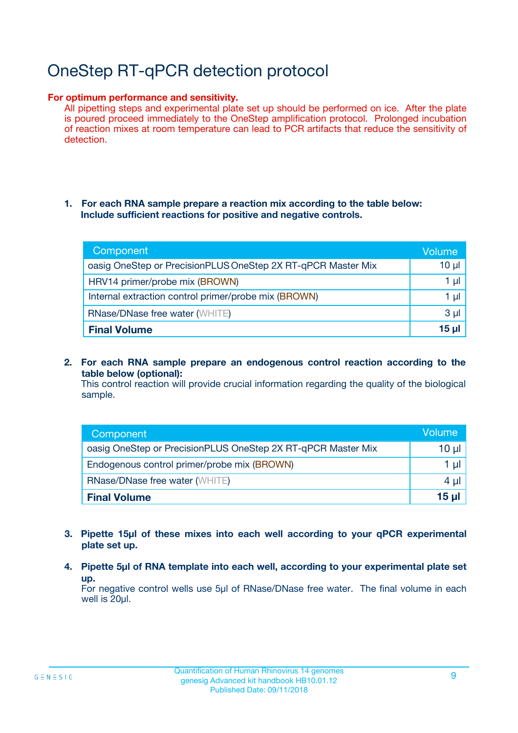# OneStep RT-qPCR detection protocol

**For optimum performance and sensitivity.**
All pipetting steps and experimental plate set up should be performed on ice. After the plate is poured proceed immediately to the OneStep amplification protocol. Prolonged incubation of reaction mixes at room temperature can lead to PCR artifacts that reduce the sensitivity of detection.

1. **For each RNA sample prepare a reaction mix according to the table below: Include sufficient reactions for positive and negative controls.**

| Component | Volume |
|---|---|
| oasig OneStep or PrecisionPLUS OneStep 2X RT-qPCR Master Mix | 10 µl |
| HRV14 primer/probe mix (BROWN) | 1 µl |
| Internal extraction control primer/probe mix (BROWN) | 1 µl |
| RNase/DNase free water (WHITE) | 3 µl |
| **Final Volume** | **15 µl** |

2. **For each RNA sample prepare an endogenous control reaction according to the table below (optional):**
   This control reaction will provide crucial information regarding the quality of the biological sample.

| Component | Volume |
|---|---|
| oasig OneStep or PrecisionPLUS OneStep 2X RT-qPCR Master Mix | 10 µl |
| Endogenous control primer/probe mix (BROWN) | 1 µl |
| RNase/DNase free water (WHITE) | 4 µl |
| **Final Volume** | **15 µl** |

3. **Pipette 15µl of these mixes into each well according to your qPCR experimental plate set up.**

4. **Pipette 5µl of RNA template into each well, according to your experimental plate set up.**
   For negative control wells use 5µl of RNase/DNase free water. The final volume in each well is 20µl.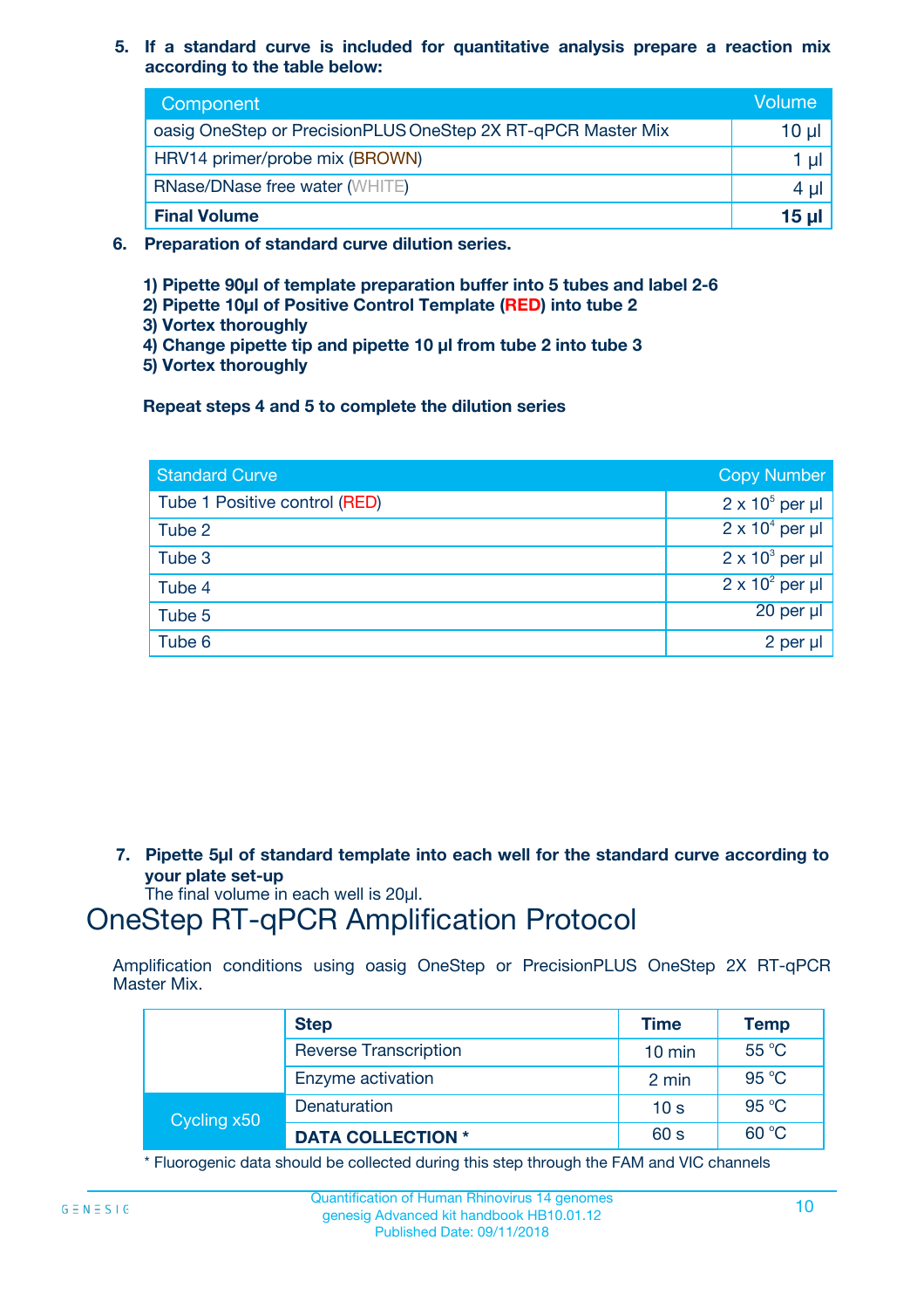5. **If a standard curve is included for quantitative analysis prepare a reaction mix according to the table below:**

| Component | Volume |
|---|---|
| oasig OneStep or PrecisionPLUS OneStep 2X RT-qPCR Master Mix | 10 µl |
| HRV14 primer/probe mix (BROWN) | 1 µl |
| RNase/DNase free water (WHITE) | 4 µl |
| **Final Volume** | **15 µl** |

6. **Preparation of standard curve dilution series.**

**1) Pipette 90µl of template preparation buffer into 5 tubes and label 2-6**
**2) Pipette 10µl of Positive Control Template (RED) into tube 2**
**3) Vortex thoroughly**
**4) Change pipette tip and pipette 10 µl from tube 2 into tube 3**
**5) Vortex thoroughly**

**Repeat steps 4 and 5 to complete the dilution series**

| Standard Curve | Copy Number |
|---|---|
| Tube 1 Positive control (RED) | $2 \times 10^5$ per µl |
| Tube 2 | $2 \times 10^4$ per µl |
| Tube 3 | $2 \times 10^3$ per µl |
| Tube 4 | $2 \times 10^2$ per µl |
| Tube 5 | 20 per µl |
| Tube 6 | 2 per µl |

7. **Pipette 5µl of standard template into each well for the standard curve according to your plate set-up**
The final volume in each well is 20µl.

# OneStep RT-qPCR Amplification Protocol

Amplification conditions using oasig OneStep or PrecisionPLUS OneStep 2X RT-qPCR Master Mix.

| | Step | Time | Temp |
|---|---|---|---|
| | Reverse Transcription | 10 min | 55 °C |
| | Enzyme activation | 2 min | 95 °C |
| Cycling x50 | Denaturation | 10 s | 95 °C |
| | **DATA COLLECTION *** | 60 s | 60 °C |

* Fluorogenic data should be collected during this step through the FAM and VIC channels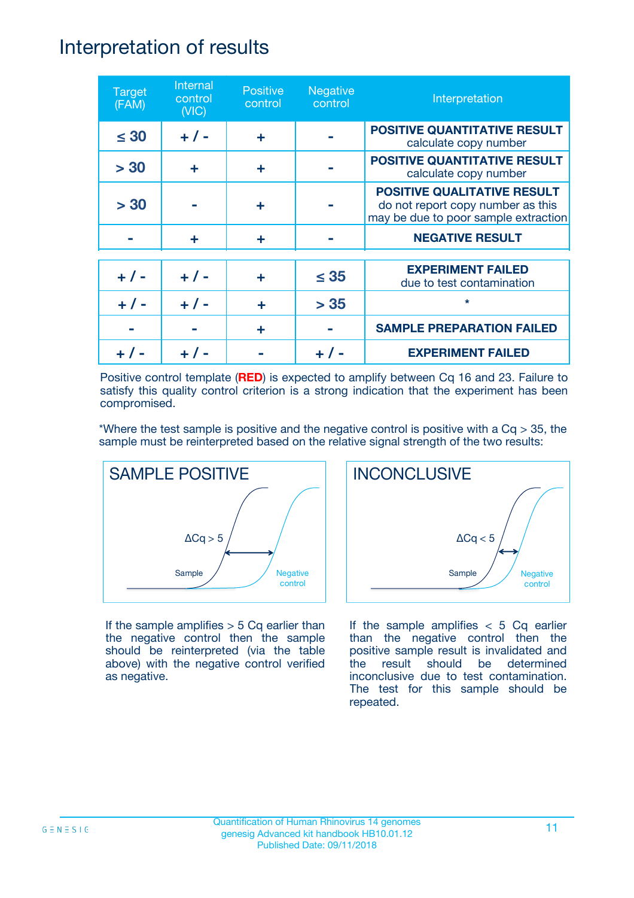# Interpretation of results

| Target (FAM) | Internal control (VIC) | Positive control | Negative control | Interpretation |
|---|---|---|---|---|
| ≤ 30 | + / - | + | - | **POSITIVE QUANTITATIVE RESULT** calculate copy number |
| > 30 | + | + | - | **POSITIVE QUANTITATIVE RESULT** calculate copy number |
| > 30 | - | + | - | **POSITIVE QUALITATIVE RESULT** do not report copy number as this may be due to poor sample extraction |
| - | + | + | - | **NEGATIVE RESULT** |
| + / - | + / - | + | ≤ 35 | **EXPERIMENT FAILED** due to test contamination |
| + / - | + / - | + | > 35 | * |
| - | - | + | - | **SAMPLE PREPARATION FAILED** |
| + / - | + / - | - | + / - | **EXPERIMENT FAILED** |

Positive control template (**RED**) is expected to amplify between Cq 16 and 23. Failure to satisfy this quality control criterion is a strong indication that the experiment has been compromised.

*Where the test sample is positive and the negative control is positive with a Cq > 35, the sample must be reinterpreted based on the relative signal strength of the two results:

## SAMPLE POSITIVE

ΔCq > 5

Sample

Negative control

If the sample amplifies > 5 Cq earlier than the negative control then the sample should be reinterpreted (via the table above) with the negative control verified as negative.

## INCONCLUSIVE

ΔCq < 5

Sample

Negative control

If the sample amplifies < 5 Cq earlier than the negative control then the positive sample result is invalidated and the result should be determined inconclusive due to test contamination. The test for this sample should be repeated.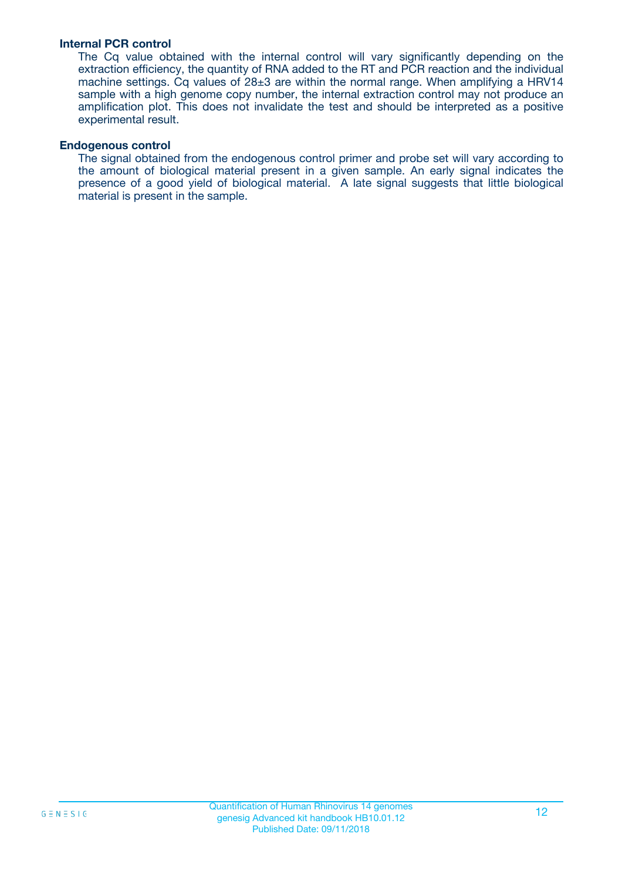### Internal PCR control

The Cq value obtained with the internal control will vary significantly depending on the extraction efficiency, the quantity of RNA added to the RT and PCR reaction and the individual machine settings. Cq values of 28±3 are within the normal range. When amplifying a HRV14 sample with a high genome copy number, the internal extraction control may not produce an amplification plot. This does not invalidate the test and should be interpreted as a positive experimental result.

### Endogenous control

The signal obtained from the endogenous control primer and probe set will vary according to the amount of biological material present in a given sample. An early signal indicates the presence of a good yield of biological material. A late signal suggests that little biological material is present in the sample.